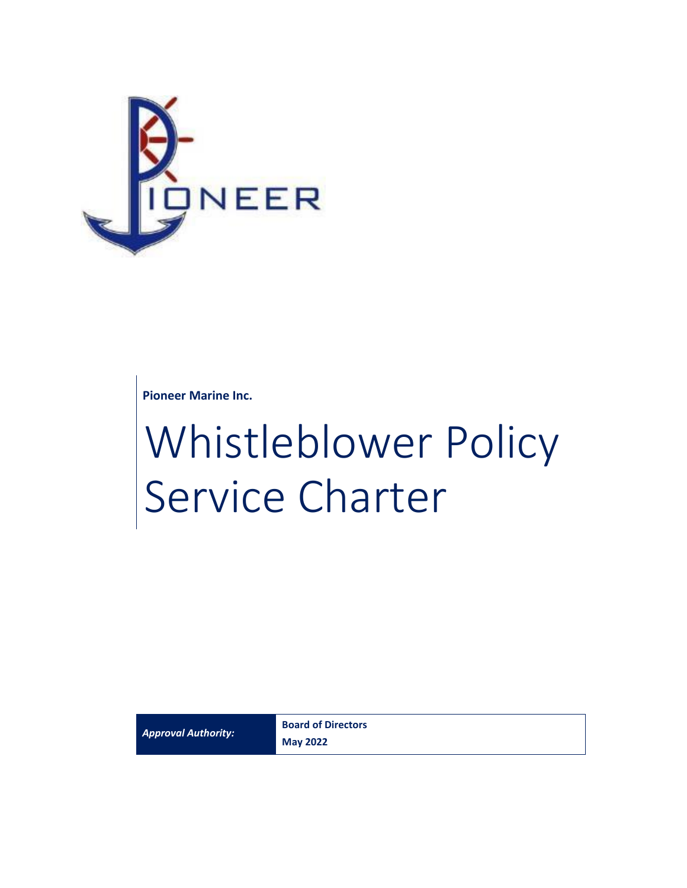**Pioneer Marine Inc.**

# Whistleblower Policy Service Charter

| *Approval Authority:* | **Board of Directors** **May 2022** |
| --- | --- |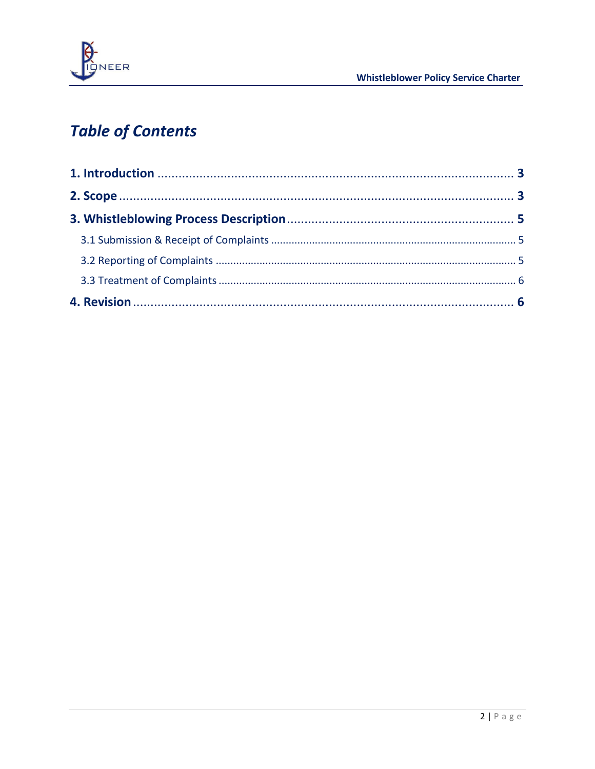# *Table of Contents*

**1. Introduction** ........................................................................................................ **3**

**2. Scope** ........................................................................................................ **3**

**3. Whistleblowing Process Description** ........................................................................................................ **5**

3.1 Submission & Receipt of Complaints ........................................................................................................ 5

3.2 Reporting of Complaints ........................................................................................................ 5

3.3 Treatment of Complaints ........................................................................................................ 6

**4. Revision** ........................................................................................................ **6**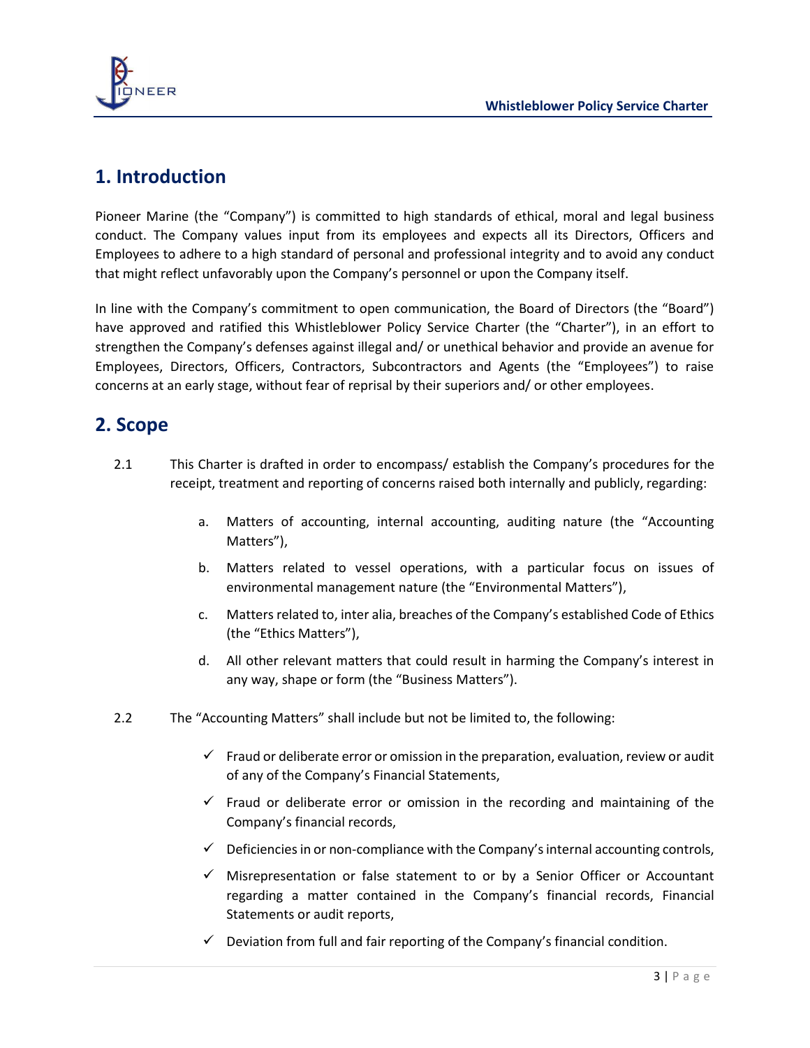## 1. Introduction

Pioneer Marine (the "Company") is committed to high standards of ethical, moral and legal business conduct. The Company values input from its employees and expects all its Directors, Officers and Employees to adhere to a high standard of personal and professional integrity and to avoid any conduct that might reflect unfavorably upon the Company's personnel or upon the Company itself.

In line with the Company's commitment to open communication, the Board of Directors (the "Board") have approved and ratified this Whistleblower Policy Service Charter (the "Charter"), in an effort to strengthen the Company's defenses against illegal and/ or unethical behavior and provide an avenue for Employees, Directors, Officers, Contractors, Subcontractors and Agents (the "Employees") to raise concerns at an early stage, without fear of reprisal by their superiors and/ or other employees.

## 2. Scope

2.1 This Charter is drafted in order to encompass/ establish the Company's procedures for the receipt, treatment and reporting of concerns raised both internally and publicly, regarding:

a. Matters of accounting, internal accounting, auditing nature (the "Accounting Matters"),

b. Matters related to vessel operations, with a particular focus on issues of environmental management nature (the "Environmental Matters"),

c. Matters related to, inter alia, breaches of the Company's established Code of Ethics (the "Ethics Matters"),

d. All other relevant matters that could result in harming the Company's interest in any way, shape or form (the "Business Matters").

2.2 The "Accounting Matters" shall include but not be limited to, the following:

- ✓ Fraud or deliberate error or omission in the preparation, evaluation, review or audit of any of the Company's Financial Statements,
- ✓ Fraud or deliberate error or omission in the recording and maintaining of the Company's financial records,
- ✓ Deficiencies in or non-compliance with the Company's internal accounting controls,
- ✓ Misrepresentation or false statement to or by a Senior Officer or Accountant regarding a matter contained in the Company's financial records, Financial Statements or audit reports,
- ✓ Deviation from full and fair reporting of the Company's financial condition.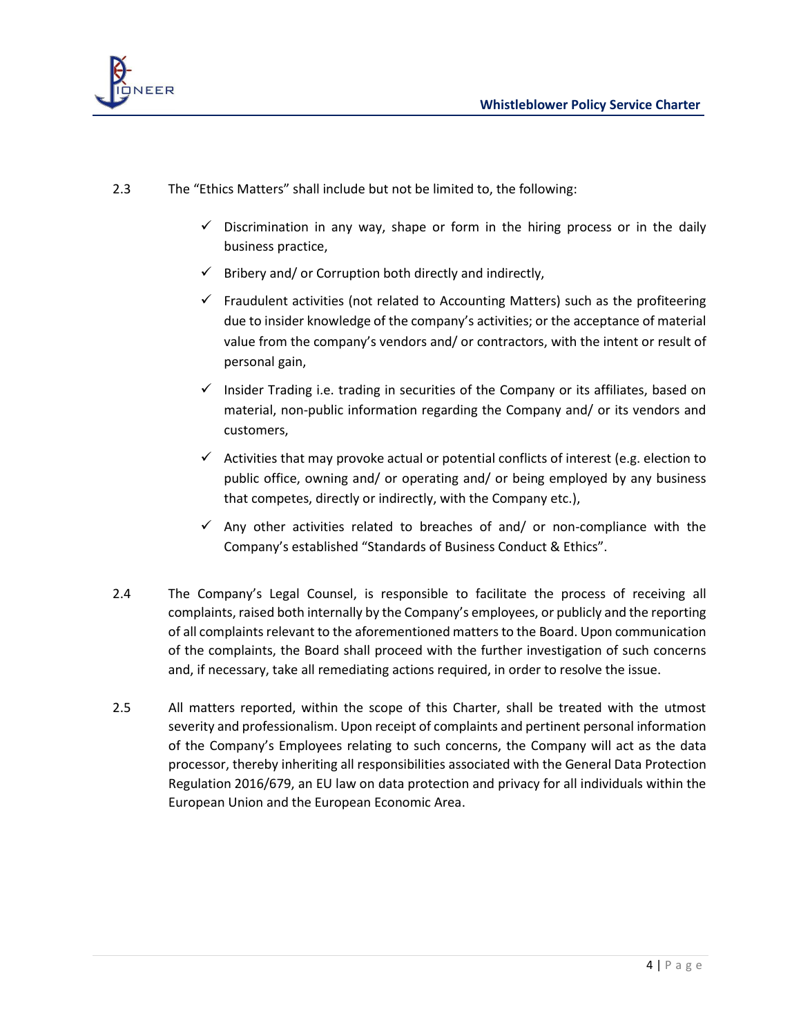2.3 The "Ethics Matters" shall include but not be limited to, the following:

- ✓ Discrimination in any way, shape or form in the hiring process or in the daily business practice,
- ✓ Bribery and/ or Corruption both directly and indirectly,
- ✓ Fraudulent activities (not related to Accounting Matters) such as the profiteering due to insider knowledge of the company's activities; or the acceptance of material value from the company's vendors and/ or contractors, with the intent or result of personal gain,
- ✓ Insider Trading i.e. trading in securities of the Company or its affiliates, based on material, non-public information regarding the Company and/ or its vendors and customers,
- ✓ Activities that may provoke actual or potential conflicts of interest (e.g. election to public office, owning and/ or operating and/ or being employed by any business that competes, directly or indirectly, with the Company etc.),
- ✓ Any other activities related to breaches of and/ or non-compliance with the Company's established "Standards of Business Conduct & Ethics".

2.4 The Company's Legal Counsel, is responsible to facilitate the process of receiving all complaints, raised both internally by the Company's employees, or publicly and the reporting of all complaints relevant to the aforementioned matters to the Board. Upon communication of the complaints, the Board shall proceed with the further investigation of such concerns and, if necessary, take all remediating actions required, in order to resolve the issue.

2.5 All matters reported, within the scope of this Charter, shall be treated with the utmost severity and professionalism. Upon receipt of complaints and pertinent personal information of the Company's Employees relating to such concerns, the Company will act as the data processor, thereby inheriting all responsibilities associated with the General Data Protection Regulation 2016/679, an EU law on data protection and privacy for all individuals within the European Union and the European Economic Area.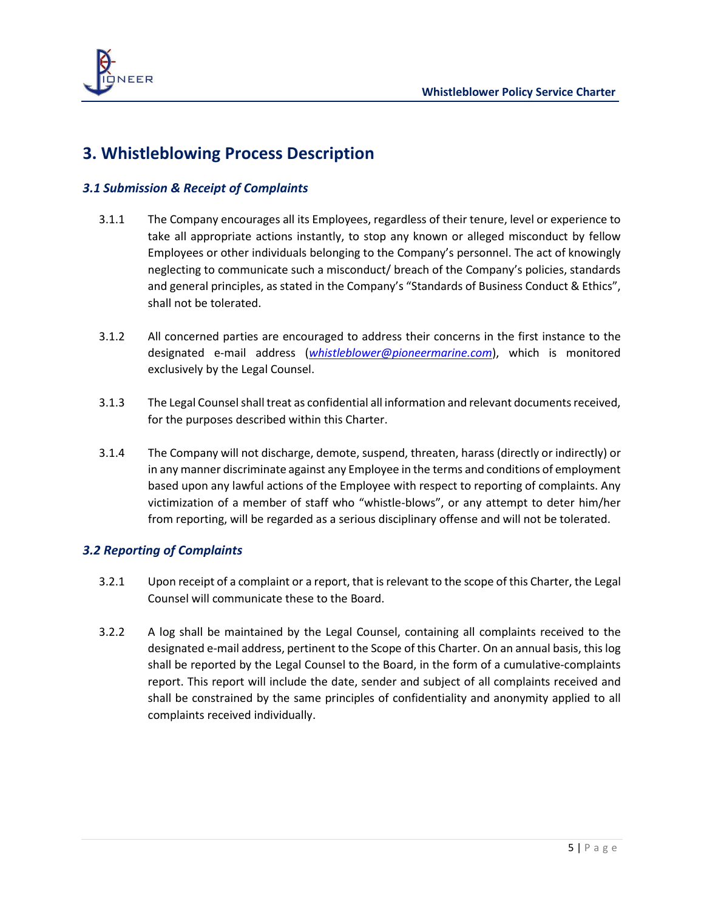# 3. Whistleblowing Process Description

### *3.1 Submission & Receipt of Complaints*

3.1.1 The Company encourages all its Employees, regardless of their tenure, level or experience to take all appropriate actions instantly, to stop any known or alleged misconduct by fellow Employees or other individuals belonging to the Company's personnel. The act of knowingly neglecting to communicate such a misconduct/ breach of the Company's policies, standards and general principles, as stated in the Company's "Standards of Business Conduct & Ethics", shall not be tolerated.

3.1.2 All concerned parties are encouraged to address their concerns in the first instance to the designated e-mail address (*whistleblower@pioneermarine.com*), which is monitored exclusively by the Legal Counsel.

3.1.3 The Legal Counsel shall treat as confidential all information and relevant documents received, for the purposes described within this Charter.

3.1.4 The Company will not discharge, demote, suspend, threaten, harass (directly or indirectly) or in any manner discriminate against any Employee in the terms and conditions of employment based upon any lawful actions of the Employee with respect to reporting of complaints. Any victimization of a member of staff who "whistle-blows", or any attempt to deter him/her from reporting, will be regarded as a serious disciplinary offense and will not be tolerated.

### *3.2 Reporting of Complaints*

3.2.1 Upon receipt of a complaint or a report, that is relevant to the scope of this Charter, the Legal Counsel will communicate these to the Board.

3.2.2 A log shall be maintained by the Legal Counsel, containing all complaints received to the designated e-mail address, pertinent to the Scope of this Charter. On an annual basis, this log shall be reported by the Legal Counsel to the Board, in the form of a cumulative-complaints report. This report will include the date, sender and subject of all complaints received and shall be constrained by the same principles of confidentiality and anonymity applied to all complaints received individually.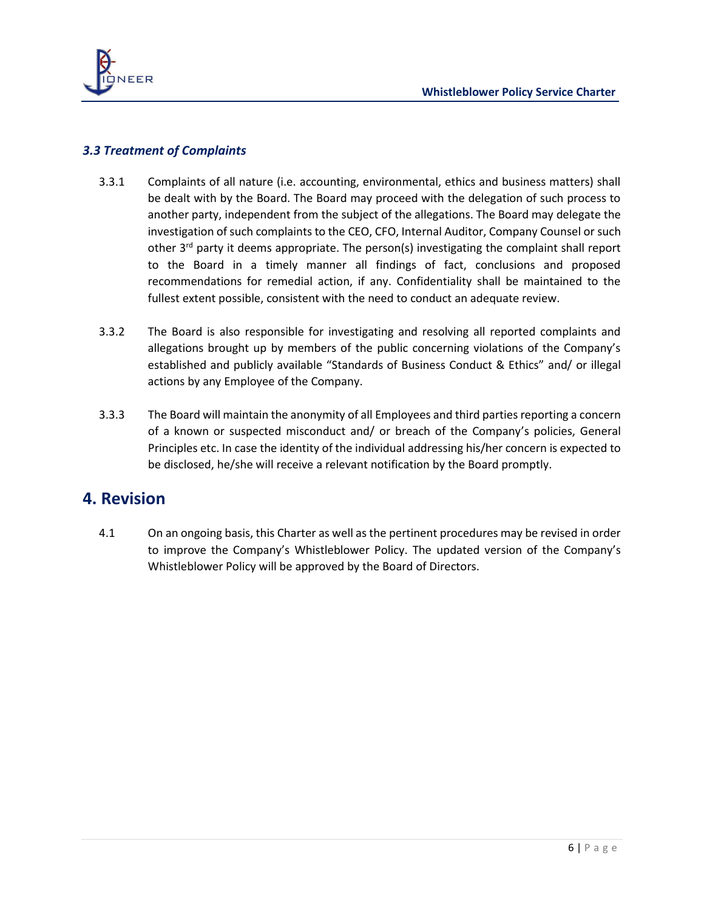### *3.3 Treatment of Complaints*

3.3.1 Complaints of all nature (i.e. accounting, environmental, ethics and business matters) shall be dealt with by the Board. The Board may proceed with the delegation of such process to another party, independent from the subject of the allegations. The Board may delegate the investigation of such complaints to the CEO, CFO, Internal Auditor, Company Counsel or such other 3rd party it deems appropriate. The person(s) investigating the complaint shall report to the Board in a timely manner all findings of fact, conclusions and proposed recommendations for remedial action, if any. Confidentiality shall be maintained to the fullest extent possible, consistent with the need to conduct an adequate review.

3.3.2 The Board is also responsible for investigating and resolving all reported complaints and allegations brought up by members of the public concerning violations of the Company's established and publicly available "Standards of Business Conduct & Ethics" and/ or illegal actions by any Employee of the Company.

3.3.3 The Board will maintain the anonymity of all Employees and third parties reporting a concern of a known or suspected misconduct and/ or breach of the Company's policies, General Principles etc. In case the identity of the individual addressing his/her concern is expected to be disclosed, he/she will receive a relevant notification by the Board promptly.

## 4. Revision

4.1 On an ongoing basis, this Charter as well as the pertinent procedures may be revised in order to improve the Company's Whistleblower Policy. The updated version of the Company's Whistleblower Policy will be approved by the Board of Directors.